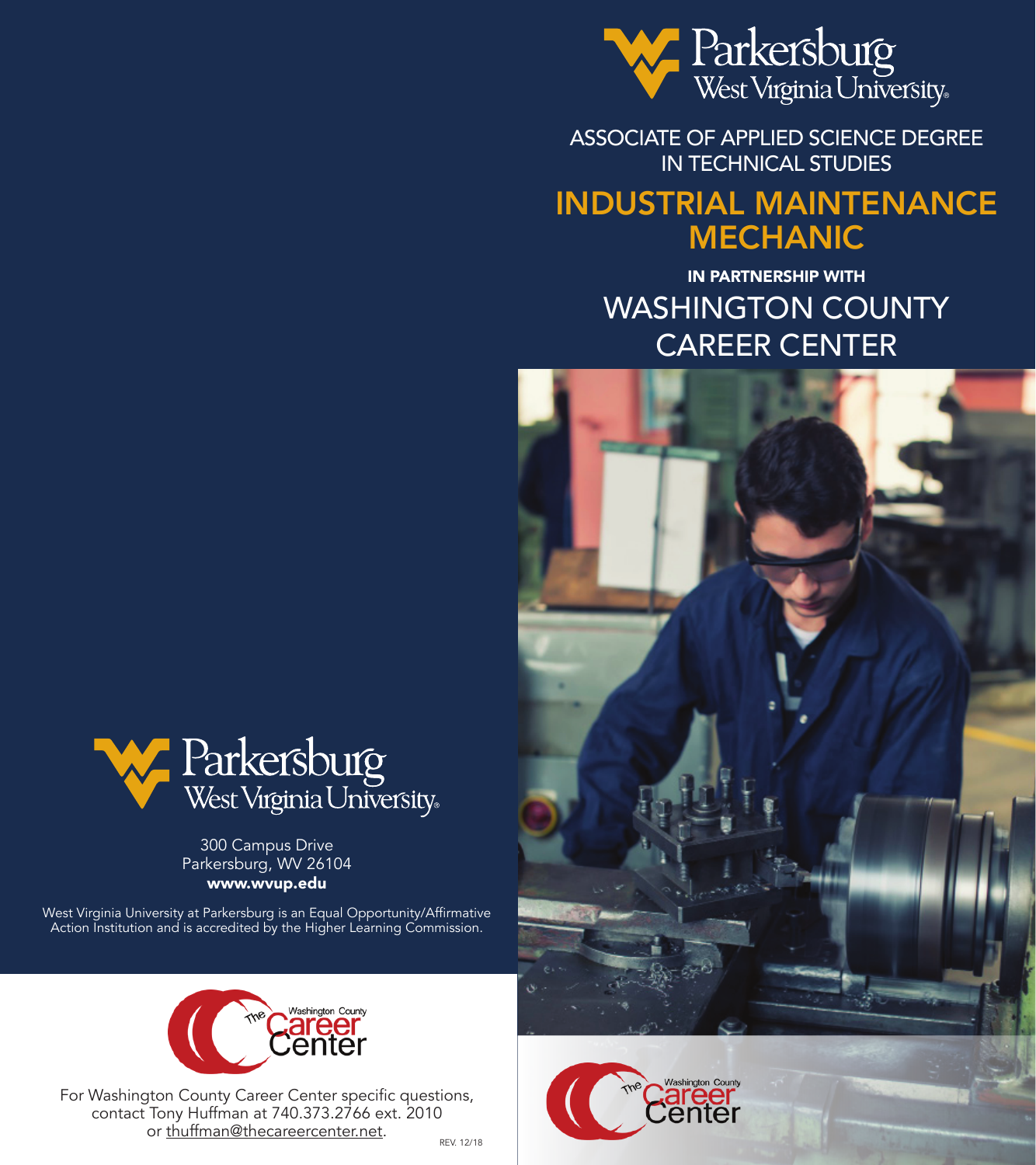# Parkersburg West Virginia University

ASSOCIATE OF APPLIED SCIENCE DEGREE
IN TECHNICAL STUDIES

## INDUSTRIAL MAINTENANCE MECHANIC

**IN PARTNERSHIP WITH**

## WASHINGTON COUNTY CAREER CENTER

The Washington County Career Center

Parkersburg West Virginia University

300 Campus Drive
Parkersburg, WV 26104
**www.wvup.edu**

West Virginia University at Parkersburg is an Equal Opportunity/Affirmative Action Institution and is accredited by the Higher Learning Commission.

The Washington County Career Center

For Washington County Career Center specific questions, contact Tony Huffman at 740.373.2766 ext. 2010 or thuffman@thecareercenter.net.

REV. 12/18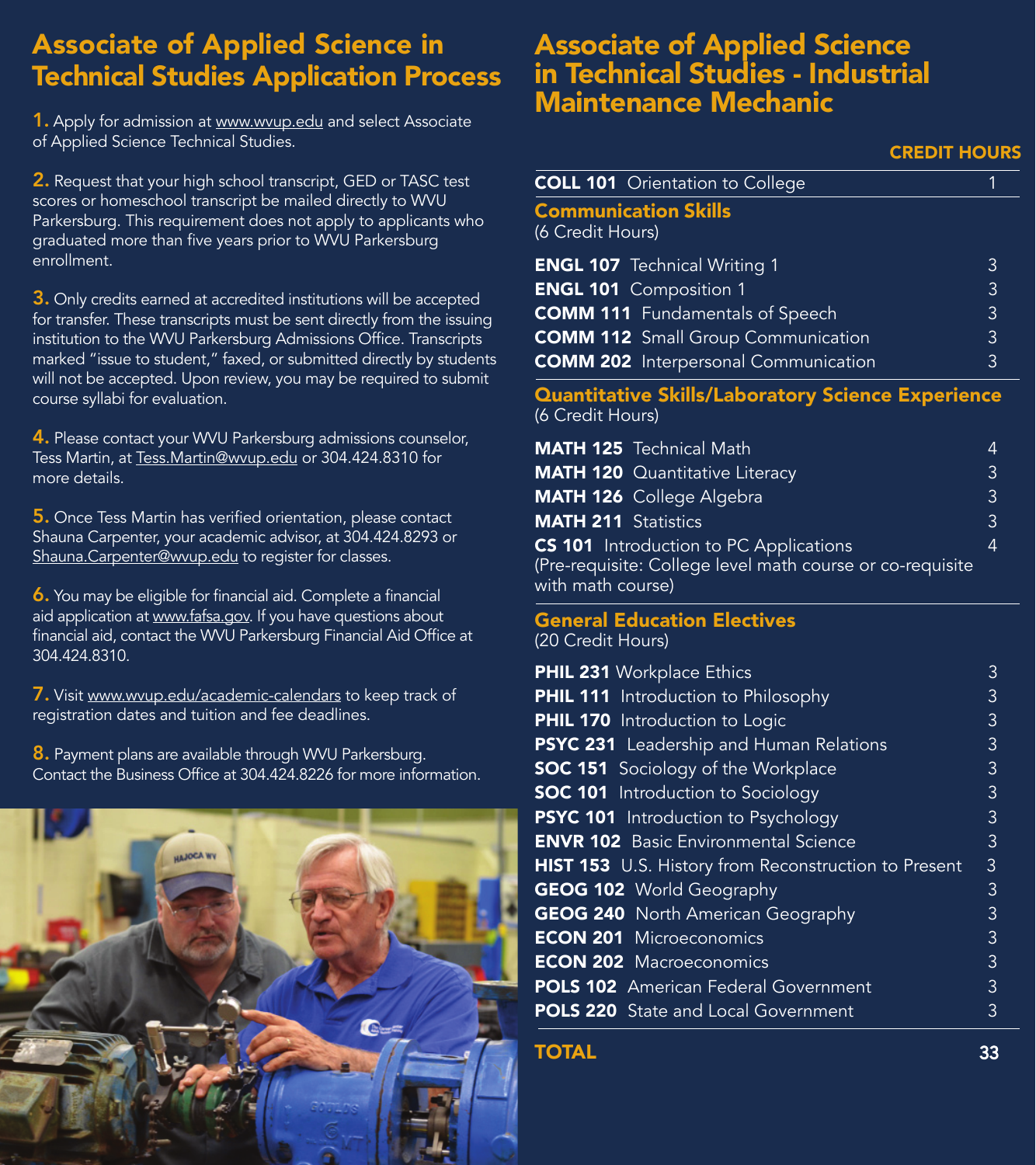# Associate of Applied Science in Technical Studies Application Process

**1.** Apply for admission at www.wvup.edu and select Associate of Applied Science Technical Studies.

**2.** Request that your high school transcript, GED or TASC test scores or homeschool transcript be mailed directly to WVU Parkersburg. This requirement does not apply to applicants who graduated more than five years prior to WVU Parkersburg enrollment.

**3.** Only credits earned at accredited institutions will be accepted for transfer. These transcripts must be sent directly from the issuing institution to the WVU Parkersburg Admissions Office. Transcripts marked "issue to student," faxed, or submitted directly by students will not be accepted. Upon review, you may be required to submit course syllabi for evaluation.

**4.** Please contact your WVU Parkersburg admissions counselor, Tess Martin, at Tess.Martin@wvup.edu or 304.424.8310 for more details.

**5.** Once Tess Martin has verified orientation, please contact Shauna Carpenter, your academic advisor, at 304.424.8293 or Shauna.Carpenter@wvup.edu to register for classes.

**6.** You may be eligible for financial aid. Complete a financial aid application at www.fafsa.gov. If you have questions about financial aid, contact the WVU Parkersburg Financial Aid Office at 304.424.8310.

**7.** Visit www.wvup.edu/academic-calendars to keep track of registration dates and tuition and fee deadlines.

**8.** Payment plans are available through WVU Parkersburg. Contact the Business Office at 304.424.8226 for more information.

# Associate of Applied Science in Technical Studies - Industrial Maintenance Mechanic

| | CREDIT HOURS |
|---|---|
| **COLL 101** Orientation to College | 1 |
| **Communication Skills** (6 Credit Hours) | |
| **ENGL 107** Technical Writing 1 | 3 |
| **ENGL 101** Composition 1 | 3 |
| **COMM 111** Fundamentals of Speech | 3 |
| **COMM 112** Small Group Communication | 3 |
| **COMM 202** Interpersonal Communication | 3 |
| **Quantitative Skills/Laboratory Science Experience** (6 Credit Hours) | |
| **MATH 125** Technical Math | 4 |
| **MATH 120** Quantitative Literacy | 3 |
| **MATH 126** College Algebra | 3 |
| **MATH 211** Statistics | 3 |
| **CS 101** Introduction to PC Applications (Pre-requisite: College level math course or co-requisite with math course) | 4 |
| **General Education Electives** (20 Credit Hours) | |
| **PHIL 231** Workplace Ethics | 3 |
| **PHIL 111** Introduction to Philosophy | 3 |
| **PHIL 170** Introduction to Logic | 3 |
| **PSYC 231** Leadership and Human Relations | 3 |
| **SOC 151** Sociology of the Workplace | 3 |
| **SOC 101** Introduction to Sociology | 3 |
| **PSYC 101** Introduction to Psychology | 3 |
| **ENVR 102** Basic Environmental Science | 3 |
| **HIST 153** U.S. History from Reconstruction to Present | 3 |
| **GEOG 102** World Geography | 3 |
| **GEOG 240** North American Geography | 3 |
| **ECON 201** Microeconomics | 3 |
| **ECON 202** Macroeconomics | 3 |
| **POLS 102** American Federal Government | 3 |
| **POLS 220** State and Local Government | 3 |
| **TOTAL** | **33** |